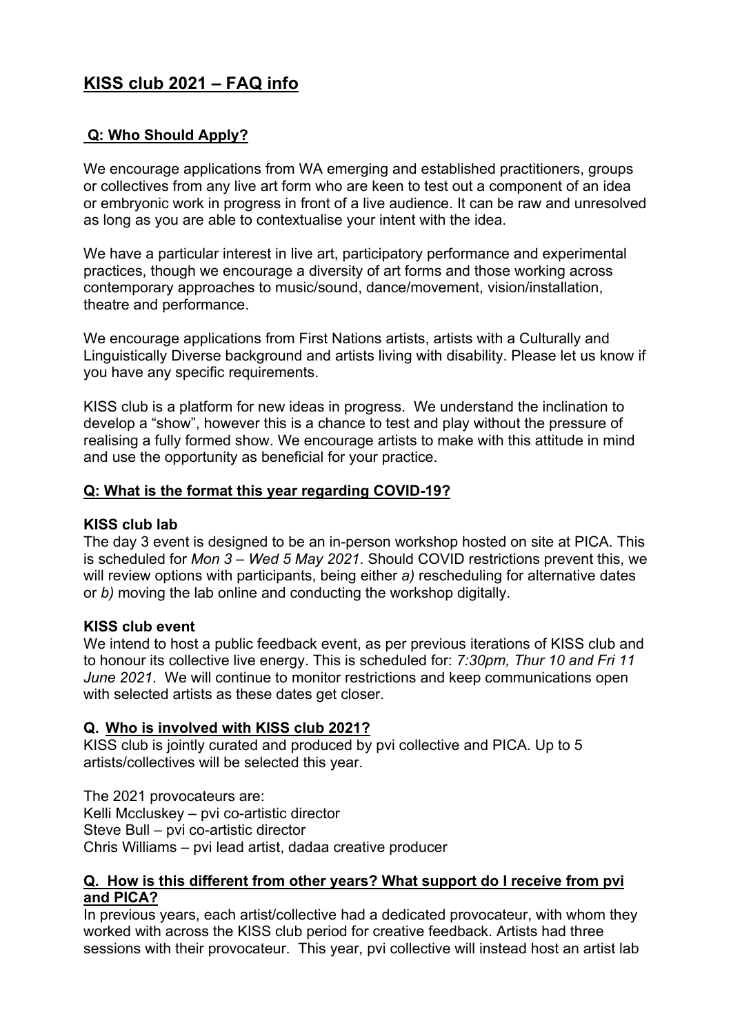# KISS club 2021 – FAQ info

## Q: Who Should Apply?

We encourage applications from WA emerging and established practitioners, groups or collectives from any live art form who are keen to test out a component of an idea or embryonic work in progress in front of a live audience. It can be raw and unresolved as long as you are able to contextualise your intent with the idea.

We have a particular interest in live art, participatory performance and experimental practices, though we encourage a diversity of art forms and those working across contemporary approaches to music/sound, dance/movement, vision/installation, theatre and performance.

We encourage applications from First Nations artists, artists with a Culturally and Linguistically Diverse background and artists living with disability. Please let us know if you have any specific requirements.

KISS club is a platform for new ideas in progress. We understand the inclination to develop a "show", however this is a chance to test and play without the pressure of realising a fully formed show. We encourage artists to make with this attitude in mind and use the opportunity as beneficial for your practice.

## Q: What is the format this year regarding COVID-19?

**KISS club lab**

The day 3 event is designed to be an in-person workshop hosted on site at PICA. This is scheduled for *Mon 3 – Wed 5 May 2021*. Should COVID restrictions prevent this, we will review options with participants, being either *a)* rescheduling for alternative dates or *b)* moving the lab online and conducting the workshop digitally.

**KISS club event**

We intend to host a public feedback event, as per previous iterations of KISS club and to honour its collective live energy. This is scheduled for: *7:30pm, Thur 10 and Fri 11 June 2021*. We will continue to monitor restrictions and keep communications open with selected artists as these dates get closer.

## Q. Who is involved with KISS club 2021?

KISS club is jointly curated and produced by pvi collective and PICA. Up to 5 artists/collectives will be selected this year.

The 2021 provocateurs are:
Kelli Mccluskey – pvi co-artistic director
Steve Bull – pvi co-artistic director
Chris Williams – pvi lead artist, dadaa creative producer

## Q. How is this different from other years? What support do I receive from pvi and PICA?

In previous years, each artist/collective had a dedicated provocateur, with whom they worked with across the KISS club period for creative feedback. Artists had three sessions with their provocateur. This year, pvi collective will instead host an artist lab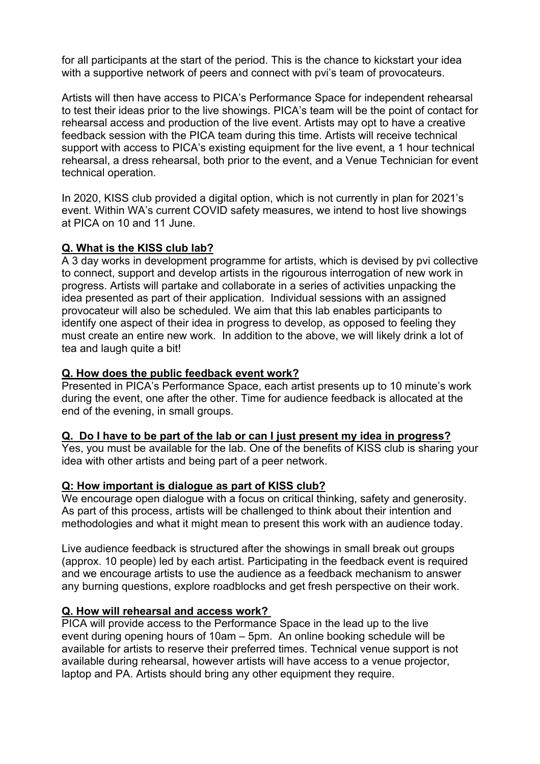for all participants at the start of the period. This is the chance to kickstart your idea with a supportive network of peers and connect with pvi's team of provocateurs.

Artists will then have access to PICA's Performance Space for independent rehearsal to test their ideas prior to the live showings. PICA's team will be the point of contact for rehearsal access and production of the live event. Artists may opt to have a creative feedback session with the PICA team during this time. Artists will receive technical support with access to PICA's existing equipment for the live event, a 1 hour technical rehearsal, a dress rehearsal, both prior to the event, and a Venue Technician for event technical operation.

In 2020, KISS club provided a digital option, which is not currently in plan for 2021's event. Within WA's current COVID safety measures, we intend to host live showings at PICA on 10 and 11 June.

**Q. What is the KISS club lab?**

A 3 day works in development programme for artists, which is devised by pvi collective to connect, support and develop artists in the rigourous interrogation of new work in progress. Artists will partake and collaborate in a series of activities unpacking the idea presented as part of their application. Individual sessions with an assigned provocateur will also be scheduled. We aim that this lab enables participants to identify one aspect of their idea in progress to develop, as opposed to feeling they must create an entire new work. In addition to the above, we will likely drink a lot of tea and laugh quite a bit!

**Q. How does the public feedback event work?**

Presented in PICA's Performance Space, each artist presents up to 10 minute's work during the event, one after the other. Time for audience feedback is allocated at the end of the evening, in small groups.

**Q. Do I have to be part of the lab or can I just present my idea in progress?**

Yes, you must be available for the lab. One of the benefits of KISS club is sharing your idea with other artists and being part of a peer network.

**Q: How important is dialogue as part of KISS club?**

We encourage open dialogue with a focus on critical thinking, safety and generosity. As part of this process, artists will be challenged to think about their intention and methodologies and what it might mean to present this work with an audience today.

Live audience feedback is structured after the showings in small break out groups (approx. 10 people) led by each artist. Participating in the feedback event is required and we encourage artists to use the audience as a feedback mechanism to answer any burning questions, explore roadblocks and get fresh perspective on their work.

**Q. How will rehearsal and access work?**

PICA will provide access to the Performance Space in the lead up to the live event during opening hours of 10am – 5pm. An online booking schedule will be available for artists to reserve their preferred times. Technical venue support is not available during rehearsal, however artists will have access to a venue projector, laptop and PA. Artists should bring any other equipment they require.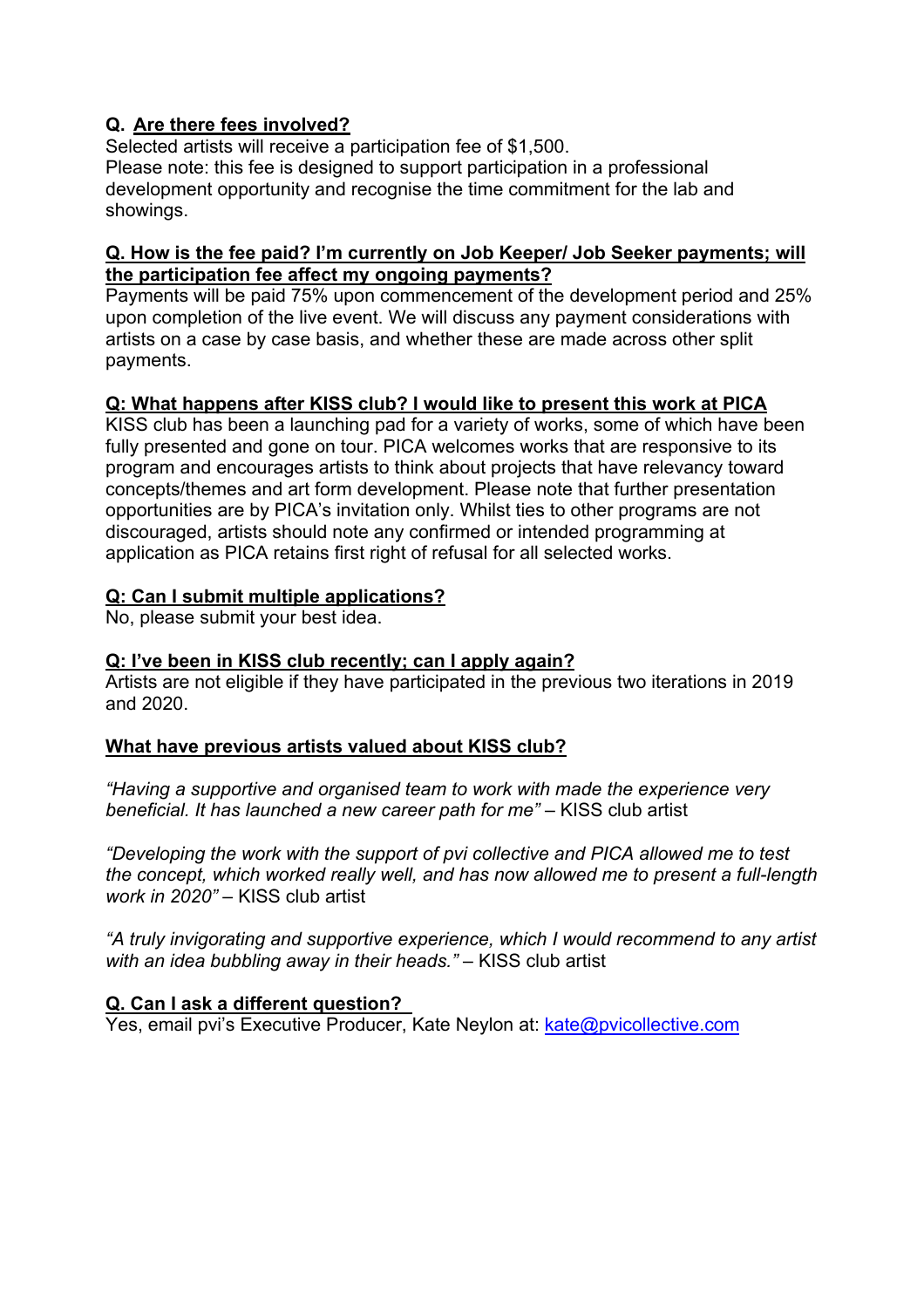**Q. Are there fees involved?**

Selected artists will receive a participation fee of $1,500.
Please note: this fee is designed to support participation in a professional development opportunity and recognise the time commitment for the lab and showings.

**Q. How is the fee paid? I'm currently on Job Keeper/ Job Seeker payments; will the participation fee affect my ongoing payments?**

Payments will be paid 75% upon commencement of the development period and 25% upon completion of the live event. We will discuss any payment considerations with artists on a case by case basis, and whether these are made across other split payments.

**Q: What happens after KISS club? I would like to present this work at PICA**

KISS club has been a launching pad for a variety of works, some of which have been fully presented and gone on tour. PICA welcomes works that are responsive to its program and encourages artists to think about projects that have relevancy toward concepts/themes and art form development. Please note that further presentation opportunities are by PICA's invitation only. Whilst ties to other programs are not discouraged, artists should note any confirmed or intended programming at application as PICA retains first right of refusal for all selected works.

**Q: Can I submit multiple applications?**

No, please submit your best idea.

**Q: I've been in KISS club recently; can I apply again?**

Artists are not eligible if they have participated in the previous two iterations in 2019 and 2020.

**What have previous artists valued about KISS club?**

*"Having a supportive and organised team to work with made the experience very beneficial. It has launched a new career path for me"* – KISS club artist

*"Developing the work with the support of pvi collective and PICA allowed me to test the concept, which worked really well, and has now allowed me to present a full-length work in 2020"* – KISS club artist

*"A truly invigorating and supportive experience, which I would recommend to any artist with an idea bubbling away in their heads."* – KISS club artist

**Q. Can I ask a different question?**

Yes, email pvi's Executive Producer, Kate Neylon at: kate@pvicollective.com